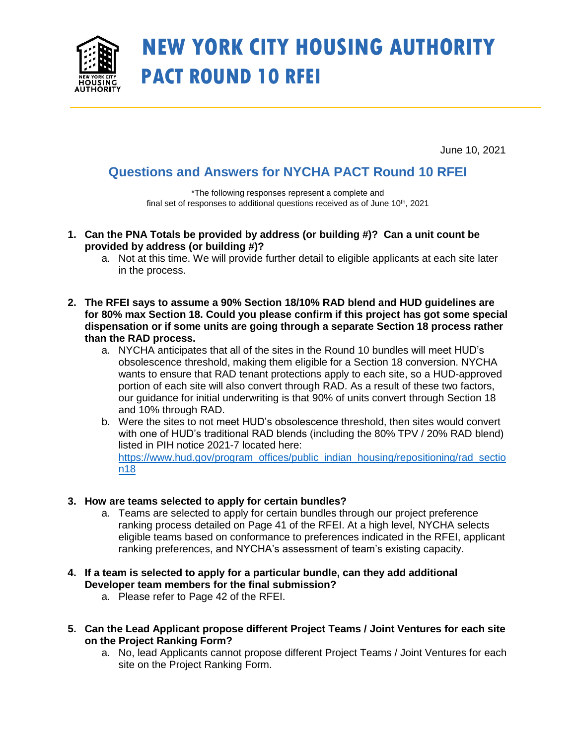# NEW YORK CITY HOUSING AUTHORITY
# PACT ROUND 10 RFEI

June 10, 2021

## Questions and Answers for NYCHA PACT Round 10 RFEI

*The following responses represent a complete and final set of responses to additional questions received as of June 10th, 2021

1. **Can the PNA Totals be provided by address (or building #)? Can a unit count be provided by address (or building #)?**
   a. Not at this time. We will provide further detail to eligible applicants at each site later in the process.

2. **The RFEI says to assume a 90% Section 18/10% RAD blend and HUD guidelines are for 80% max Section 18. Could you please confirm if this project has got some special dispensation or if some units are going through a separate Section 18 process rather than the RAD process.**
   a. NYCHA anticipates that all of the sites in the Round 10 bundles will meet HUD's obsolescence threshold, making them eligible for a Section 18 conversion. NYCHA wants to ensure that RAD tenant protections apply to each site, so a HUD-approved portion of each site will also convert through RAD. As a result of these two factors, our guidance for initial underwriting is that 90% of units convert through Section 18 and 10% through RAD.
   b. Were the sites to not meet HUD's obsolescence threshold, then sites would convert with one of HUD's traditional RAD blends (including the 80% TPV / 20% RAD blend) listed in PIH notice 2021-7 located here: https://www.hud.gov/program_offices/public_indian_housing/repositioning/rad_section18

3. **How are teams selected to apply for certain bundles?**
   a. Teams are selected to apply for certain bundles through our project preference ranking process detailed on Page 41 of the RFEI. At a high level, NYCHA selects eligible teams based on conformance to preferences indicated in the RFEI, applicant ranking preferences, and NYCHA's assessment of team's existing capacity.

4. **If a team is selected to apply for a particular bundle, can they add additional Developer team members for the final submission?**
   a. Please refer to Page 42 of the RFEI.

5. **Can the Lead Applicant propose different Project Teams / Joint Ventures for each site on the Project Ranking Form?**
   a. No, lead Applicants cannot propose different Project Teams / Joint Ventures for each site on the Project Ranking Form.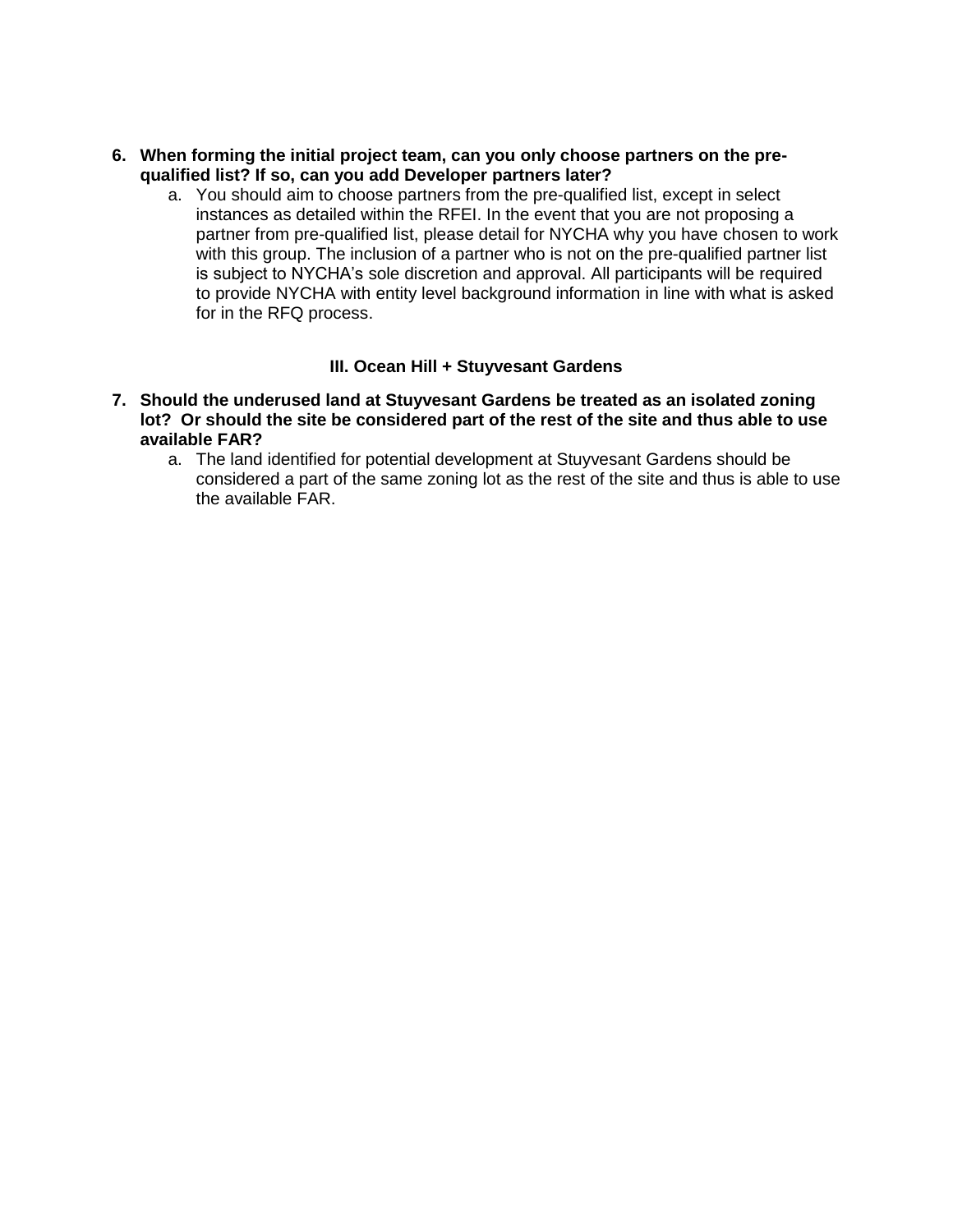6. **When forming the initial project team, can you only choose partners on the pre-qualified list? If so, can you add Developer partners later?**
    a. You should aim to choose partners from the pre-qualified list, except in select instances as detailed within the RFEI. In the event that you are not proposing a partner from pre-qualified list, please detail for NYCHA why you have chosen to work with this group. The inclusion of a partner who is not on the pre-qualified partner list is subject to NYCHA's sole discretion and approval. All participants will be required to provide NYCHA with entity level background information in line with what is asked for in the RFQ process.

### III. Ocean Hill + Stuyvesant Gardens

7. **Should the underused land at Stuyvesant Gardens be treated as an isolated zoning lot? Or should the site be considered part of the rest of the site and thus able to use available FAR?**
    a. The land identified for potential development at Stuyvesant Gardens should be considered a part of the same zoning lot as the rest of the site and thus is able to use the available FAR.